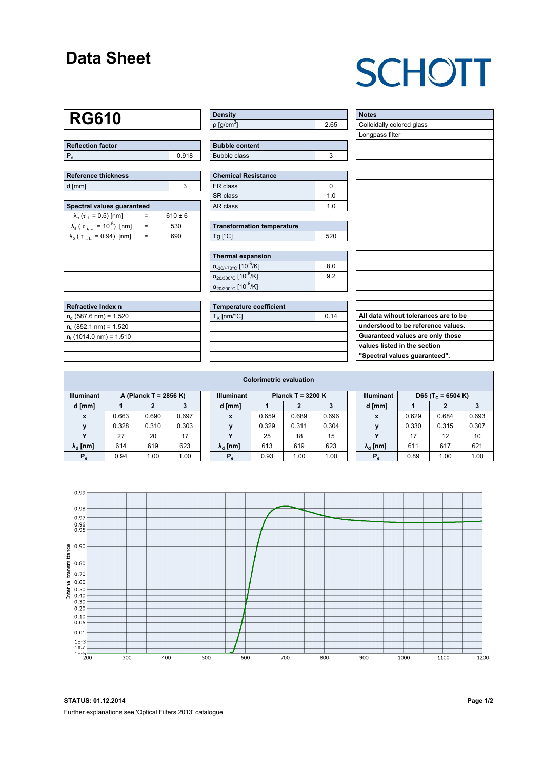# Data Sheet

SCHOTT

## RG610

| Reflection factor | |
|---|---|
| $P_d$ | 0.918 |

| Reference thickness | |
|---|---|
| d [mm] | 3 |

| Spectral values guaranteed | | |
|---|---|---|
| $\lambda_c$ ($\tau_i$ = 0.5) [nm] | = | 610 ± 6 |
| $\lambda_s$ ($\tau_{i,U}$ = $10^{-5}$) [nm] | = | 530 |
| $\lambda_p$ ($\tau_{i,L}$ = 0.94) [nm] | = | 690 |

| Refractive Index n |
|---|
| $n_d$ (587.6 nm) = 1.520 |
| $n_s$ (852.1 nm) = 1.520 |
| $n_t$ (1014.0 nm) = 1.510 |

| Density | |
|---|---|
| ρ [g/cm$^3$] | 2.65 |

| Bubble content | |
|---|---|
| Bubble class | 3 |

| Chemical Resistance | |
|---|---|
| FR class | 0 |
| SR class | 1.0 |
| AR class | 1.0 |

| Transformation temperature | |
|---|---|
| Tg [°C] | 520 |

| Thermal expansion | |
|---|---|
| $\alpha_{-30/+70°C}$ [$10^{-6}$/K] | 8.0 |
| $\alpha_{20/300°C}$ [$10^{-6}$/K] | 9.2 |
| $\alpha_{20/200°C}$ [$10^{-6}$/K] | |

| Temperature coefficient | |
|---|---|
| $T_K$ [nm/°C] | 0.14 |

| Notes |
|---|
| Colloidally colored glass |
| Longpass filter |

**All data wihout tolerances are to be understood to be reference values. Guaranteed values are only those values listed in the section "Spectral values guaranteed".**

### Colorimetric evaluation

| Illuminant | A (Planck T = 2856 K) | | |
|---|---|---|---|
| d [mm] | 1 | 2 | 3 |
| x | 0.663 | 0.690 | 0.697 |
| y | 0.328 | 0.310 | 0.303 |
| Y | 27 | 20 | 17 |
| $\lambda_d$ [nm] | 614 | 619 | 623 |
| $P_e$ | 0.94 | 1.00 | 1.00 |

| Illuminant | Planck T = 3200 K | | |
|---|---|---|---|
| d [mm] | 1 | 2 | 3 |
| x | 0.659 | 0.689 | 0.696 |
| y | 0.329 | 0.311 | 0.304 |
| Y | 25 | 18 | 15 |
| $\lambda_d$ [nm] | 613 | 619 | 623 |
| $P_e$ | 0.93 | 1.00 | 1.00 |

| Illuminant | D65 ($T_C$ = 6504 K) | | |
|---|---|---|---|
| d [mm] | 1 | 2 | 3 |
| x | 0.629 | 0.684 | 0.693 |
| y | 0.330 | 0.315 | 0.307 |
| Y | 17 | 12 | 10 |
| $\lambda_d$ [nm] | 611 | 617 | 621 |
| $P_e$ | 0.89 | 1.00 | 1.00 |

**STATUS: 01.12.2014**

Further explanations see 'Optical Filters 2013' catalogue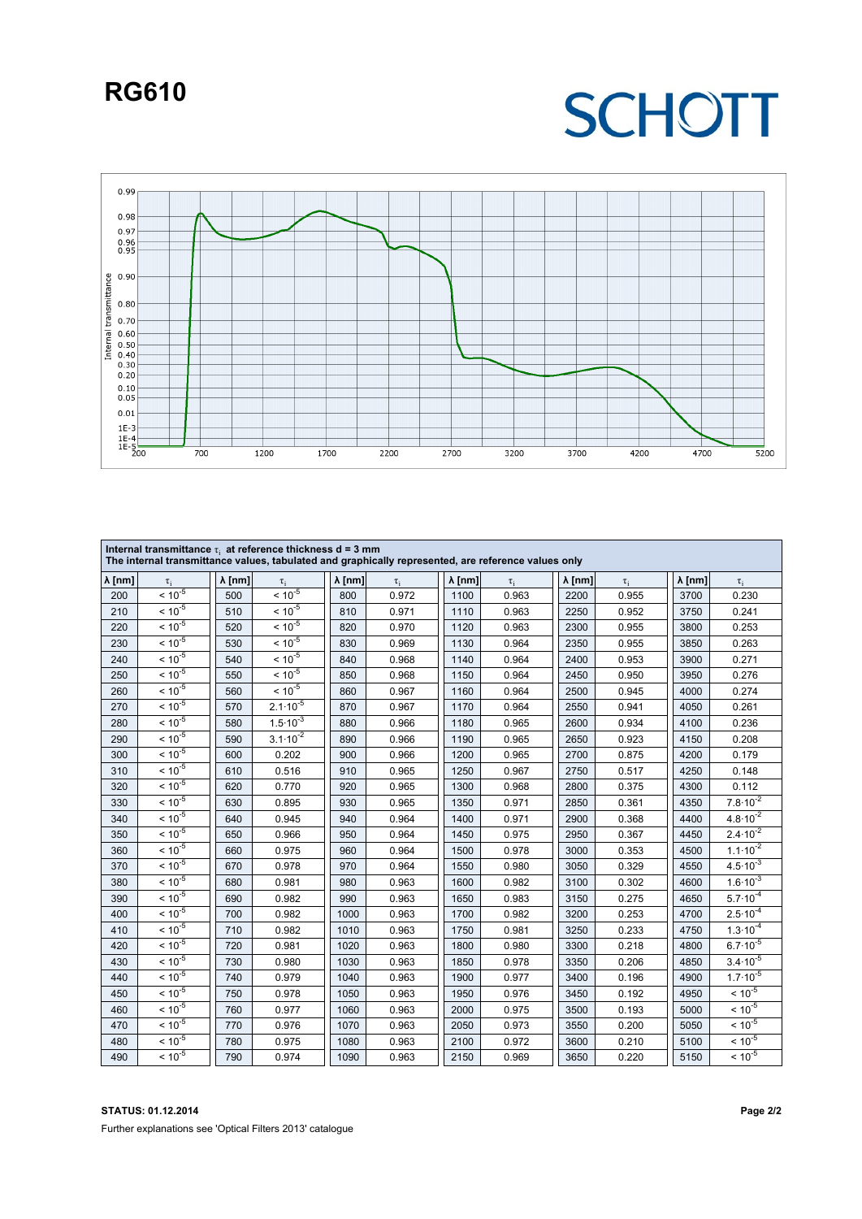# RG610

SCHOTT

Internal transmittance

0.99
0.98
0.97
0.96
0.95
0.90
0.80
0.70
0.60
0.50
0.40
0.30
0.20
0.10
0.05
0.01
1E-3
1E-4
1E-5

200 700 1200 1700 2200 2700 3200 3700 4200 4700 5200

**Internal transmittance $\tau_i$ at reference thickness d = 3 mm**
**The internal transmittance values, tabulated and graphically represented, are reference values only**

| λ [nm] | $\tau_i$ | λ [nm] | $\tau_i$ | λ [nm] | $\tau_i$ | λ [nm] | $\tau_i$ | λ [nm] | $\tau_i$ | λ [nm] | $\tau_i$ |
|---|---|---|---|---|---|---|---|---|---|---|---|
| 200 | $< 10^{-5}$ | 500 | $< 10^{-5}$ | 800 | 0.972 | 1100 | 0.963 | 2200 | 0.955 | 3700 | 0.230 |
| 210 | $< 10^{-5}$ | 510 | $< 10^{-5}$ | 810 | 0.971 | 1110 | 0.963 | 2250 | 0.952 | 3750 | 0.241 |
| 220 | $< 10^{-5}$ | 520 | $< 10^{-5}$ | 820 | 0.970 | 1120 | 0.963 | 2300 | 0.955 | 3800 | 0.253 |
| 230 | $< 10^{-5}$ | 530 | $< 10^{-5}$ | 830 | 0.969 | 1130 | 0.964 | 2350 | 0.955 | 3850 | 0.263 |
| 240 | $< 10^{-5}$ | 540 | $< 10^{-5}$ | 840 | 0.968 | 1140 | 0.964 | 2400 | 0.953 | 3900 | 0.271 |
| 250 | $< 10^{-5}$ | 550 | $< 10^{-5}$ | 850 | 0.968 | 1150 | 0.964 | 2450 | 0.950 | 3950 | 0.276 |
| 260 | $< 10^{-5}$ | 560 | $< 10^{-5}$ | 860 | 0.967 | 1160 | 0.964 | 2500 | 0.945 | 4000 | 0.274 |
| 270 | $< 10^{-5}$ | 570 | $2.1 \cdot 10^{-5}$ | 870 | 0.967 | 1170 | 0.964 | 2550 | 0.941 | 4050 | 0.261 |
| 280 | $< 10^{-5}$ | 580 | $1.5 \cdot 10^{-3}$ | 880 | 0.966 | 1180 | 0.965 | 2600 | 0.934 | 4100 | 0.236 |
| 290 | $< 10^{-5}$ | 590 | $3.1 \cdot 10^{-2}$ | 890 | 0.966 | 1190 | 0.965 | 2650 | 0.923 | 4150 | 0.208 |
| 300 | $< 10^{-5}$ | 600 | 0.202 | 900 | 0.966 | 1200 | 0.965 | 2700 | 0.875 | 4200 | 0.179 |
| 310 | $< 10^{-5}$ | 610 | 0.516 | 910 | 0.965 | 1250 | 0.967 | 2750 | 0.517 | 4250 | 0.148 |
| 320 | $< 10^{-5}$ | 620 | 0.770 | 920 | 0.965 | 1300 | 0.968 | 2800 | 0.375 | 4300 | 0.112 |
| 330 | $< 10^{-5}$ | 630 | 0.895 | 930 | 0.965 | 1350 | 0.971 | 2850 | 0.361 | 4350 | $7.8 \cdot 10^{-2}$ |
| 340 | $< 10^{-5}$ | 640 | 0.945 | 940 | 0.964 | 1400 | 0.971 | 2900 | 0.368 | 4400 | $4.8 \cdot 10^{-2}$ |
| 350 | $< 10^{-5}$ | 650 | 0.966 | 950 | 0.964 | 1450 | 0.975 | 2950 | 0.367 | 4450 | $2.4 \cdot 10^{-2}$ |
| 360 | $< 10^{-5}$ | 660 | 0.975 | 960 | 0.964 | 1500 | 0.978 | 3000 | 0.353 | 4500 | $1.1 \cdot 10^{-2}$ |
| 370 | $< 10^{-5}$ | 670 | 0.978 | 970 | 0.964 | 1550 | 0.980 | 3050 | 0.329 | 4550 | $4.5 \cdot 10^{-3}$ |
| 380 | $< 10^{-5}$ | 680 | 0.981 | 980 | 0.963 | 1600 | 0.982 | 3100 | 0.302 | 4600 | $1.6 \cdot 10^{-3}$ |
| 390 | $< 10^{-5}$ | 690 | 0.982 | 990 | 0.963 | 1650 | 0.983 | 3150 | 0.275 | 4650 | $5.7 \cdot 10^{-4}$ |
| 400 | $< 10^{-5}$ | 700 | 0.982 | 1000 | 0.963 | 1700 | 0.982 | 3200 | 0.253 | 4700 | $2.5 \cdot 10^{-4}$ |
| 410 | $< 10^{-5}$ | 710 | 0.982 | 1010 | 0.963 | 1750 | 0.981 | 3250 | 0.233 | 4750 | $1.3 \cdot 10^{-4}$ |
| 420 | $< 10^{-5}$ | 720 | 0.981 | 1020 | 0.963 | 1800 | 0.980 | 3300 | 0.218 | 4800 | $6.7 \cdot 10^{-5}$ |
| 430 | $< 10^{-5}$ | 730 | 0.980 | 1030 | 0.963 | 1850 | 0.978 | 3350 | 0.206 | 4850 | $3.4 \cdot 10^{-5}$ |
| 440 | $< 10^{-5}$ | 740 | 0.979 | 1040 | 0.963 | 1900 | 0.977 | 3400 | 0.196 | 4900 | $1.7 \cdot 10^{-5}$ |
| 450 | $< 10^{-5}$ | 750 | 0.978 | 1050 | 0.963 | 1950 | 0.976 | 3450 | 0.192 | 4950 | $< 10^{-5}$ |
| 460 | $< 10^{-5}$ | 760 | 0.977 | 1060 | 0.963 | 2000 | 0.975 | 3500 | 0.193 | 5000 | $< 10^{-5}$ |
| 470 | $< 10^{-5}$ | 770 | 0.976 | 1070 | 0.963 | 2050 | 0.973 | 3550 | 0.200 | 5050 | $< 10^{-5}$ |
| 480 | $< 10^{-5}$ | 780 | 0.975 | 1080 | 0.963 | 2100 | 0.972 | 3600 | 0.210 | 5100 | $< 10^{-5}$ |
| 490 | $< 10^{-5}$ | 790 | 0.974 | 1090 | 0.963 | 2150 | 0.969 | 3650 | 0.220 | 5150 | $< 10^{-5}$ |

**STATUS: 01.12.2014**

Further explanations see 'Optical Filters 2013' catalogue